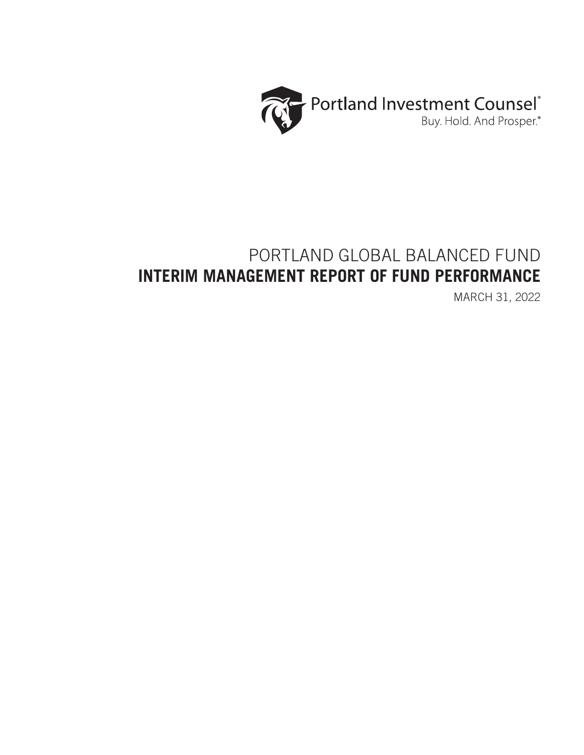Portland Investment Counsel®

Buy. Hold. And Prosper.®

# PORTLAND GLOBAL BALANCED FUND

## INTERIM MANAGEMENT REPORT OF FUND PERFORMANCE

MARCH 31, 2022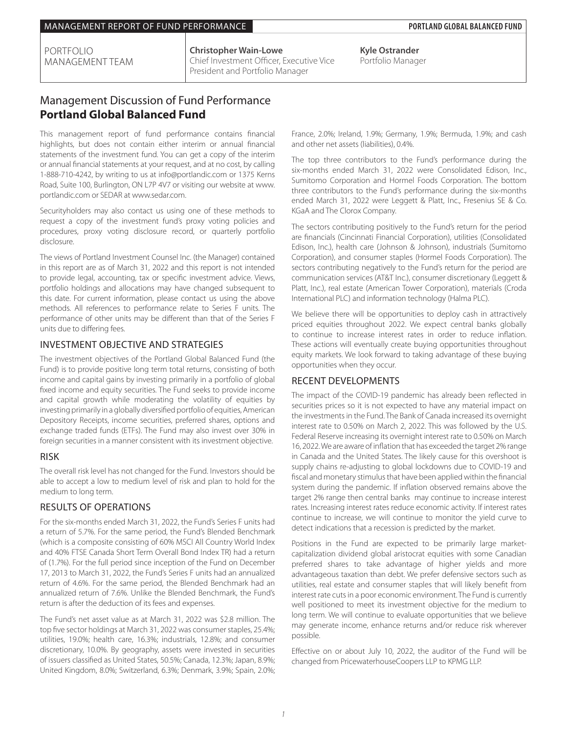PORTFOLIO MANAGEMENT TEAM

**Christopher Wain-Lowe**
Chief Investment Officer, Executive Vice President and Portfolio Manager

**Kyle Ostrander**
Portfolio Manager

# Management Discussion of Fund Performance
## Portland Global Balanced Fund

This management report of fund performance contains financial highlights, but does not contain either interim or annual financial statements of the investment fund. You can get a copy of the interim or annual financial statements at your request, and at no cost, by calling 1-888-710-4242, by writing to us at info@portlandic.com or 1375 Kerns Road, Suite 100, Burlington, ON L7P 4V7 or visiting our website at www.portlandic.com or SEDAR at www.sedar.com.

Securityholders may also contact us using one of these methods to request a copy of the investment fund's proxy voting policies and procedures, proxy voting disclosure record, or quarterly portfolio disclosure.

The views of Portland Investment Counsel Inc. (the Manager) contained in this report are as of March 31, 2022 and this report is not intended to provide legal, accounting, tax or specific investment advice. Views, portfolio holdings and allocations may have changed subsequent to this date. For current information, please contact us using the above methods. All references to performance relate to Series F units. The performance of other units may be different than that of the Series F units due to differing fees.

## INVESTMENT OBJECTIVE AND STRATEGIES

The investment objectives of the Portland Global Balanced Fund (the Fund) is to provide positive long term total returns, consisting of both income and capital gains by investing primarily in a portfolio of global fixed income and equity securities. The Fund seeks to provide income and capital growth while moderating the volatility of equities by investing primarily in a globally diversified portfolio of equities, American Depository Receipts, income securities, preferred shares, options and exchange traded funds (ETFs). The Fund may also invest over 30% in foreign securities in a manner consistent with its investment objective.

## RISK

The overall risk level has not changed for the Fund. Investors should be able to accept a low to medium level of risk and plan to hold for the medium to long term.

## RESULTS OF OPERATIONS

For the six-months ended March 31, 2022, the Fund's Series F units had a return of 5.7%. For the same period, the Fund's Blended Benchmark (which is a composite consisting of 60% MSCI All Country World Index and 40% FTSE Canada Short Term Overall Bond Index TR) had a return of (1.7%). For the full period since inception of the Fund on December 17, 2013 to March 31, 2022, the Fund's Series F units had an annualized return of 4.6%. For the same period, the Blended Benchmark had an annualized return of 7.6%. Unlike the Blended Benchmark, the Fund's return is after the deduction of its fees and expenses.

The Fund's net asset value as at March 31, 2022 was $2.8 million. The top five sector holdings at March 31, 2022 was consumer staples, 25.4%; utilities, 19.0%; health care, 16.3%; industrials, 12.8%; and consumer discretionary, 10.0%. By geography, assets were invested in securities of issuers classified as United States, 50.5%; Canada, 12.3%; Japan, 8.9%; United Kingdom, 8.0%; Switzerland, 6.3%; Denmark, 3.9%; Spain, 2.0%; France, 2.0%; Ireland, 1.9%; Germany, 1.9%; Bermuda, 1.9%; and cash and other net assets (liabilities), 0.4%.

The top three contributors to the Fund's performance during the six-months ended March 31, 2022 were Consolidated Edison, Inc., Sumitomo Corporation and Hormel Foods Corporation. The bottom three contributors to the Fund's performance during the six-months ended March 31, 2022 were Leggett & Platt, Inc., Fresenius SE & Co. KGaA and The Clorox Company.

The sectors contributing positively to the Fund's return for the period are financials (Cincinnati Financial Corporation), utilities (Consolidated Edison, Inc.), health care (Johnson & Johnson), industrials (Sumitomo Corporation), and consumer staples (Hormel Foods Corporation). The sectors contributing negatively to the Fund's return for the period are communication services (AT&T Inc.), consumer discretionary (Leggett & Platt, Inc.), real estate (American Tower Corporation), materials (Croda International PLC) and information technology (Halma PLC).

We believe there will be opportunities to deploy cash in attractively priced equities throughout 2022. We expect central banks globally to continue to increase interest rates in order to reduce inflation. These actions will eventually create buying opportunities throughout equity markets. We look forward to taking advantage of these buying opportunities when they occur.

## RECENT DEVELOPMENTS

The impact of the COVID-19 pandemic has already been reflected in securities prices so it is not expected to have any material impact on the investments in the Fund. The Bank of Canada increased its overnight interest rate to 0.50% on March 2, 2022. This was followed by the U.S. Federal Reserve increasing its overnight interest rate to 0.50% on March 16, 2022. We are aware of inflation that has exceeded the target 2% range in Canada and the United States. The likely cause for this overshoot is supply chains re-adjusting to global lockdowns due to COVID-19 and fiscal and monetary stimulus that have been applied within the financial system during the pandemic. If inflation observed remains above the target 2% range then central banks may continue to increase interest rates. Increasing interest rates reduce economic activity. If interest rates continue to increase, we will continue to monitor the yield curve to detect indications that a recession is predicted by the market.

Positions in the Fund are expected to be primarily large market-capitalization dividend global aristocrat equities with some Canadian preferred shares to take advantage of higher yields and more advantageous taxation than debt. We prefer defensive sectors such as utilities, real estate and consumer staples that will likely benefit from interest rate cuts in a poor economic environment. The Fund is currently well positioned to meet its investment objective for the medium to long term. We will continue to evaluate opportunities that we believe may generate income, enhance returns and/or reduce risk wherever possible.

Effective on or about July 10, 2022, the auditor of the Fund will be changed from PricewaterhouseCoopers LLP to KPMG LLP.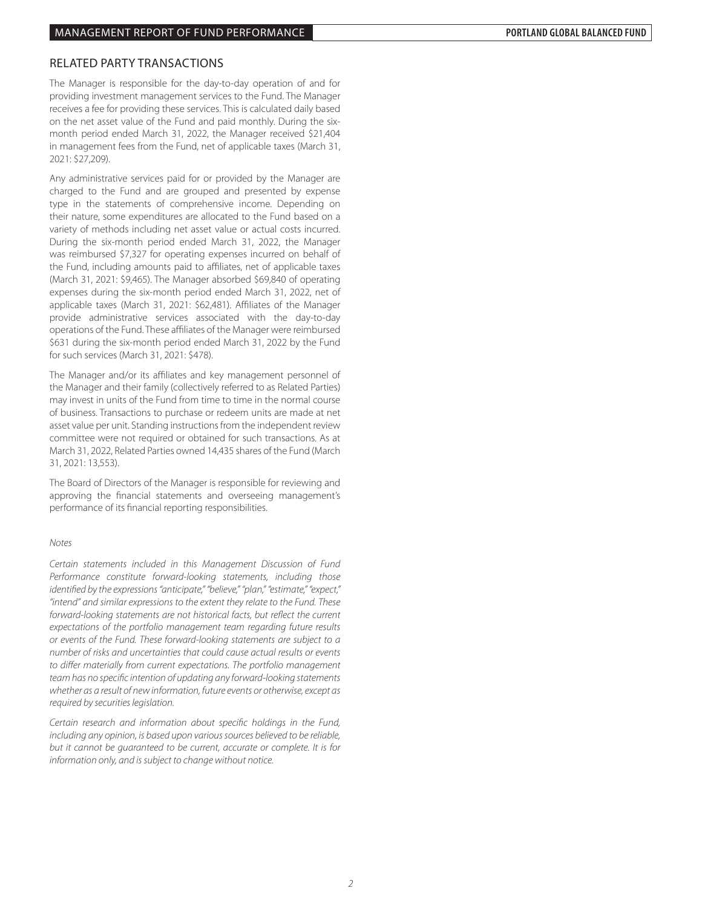## RELATED PARTY TRANSACTIONS

The Manager is responsible for the day-to-day operation of and for providing investment management services to the Fund. The Manager receives a fee for providing these services. This is calculated daily based on the net asset value of the Fund and paid monthly. During the six-month period ended March 31, 2022, the Manager received $21,404 in management fees from the Fund, net of applicable taxes (March 31, 2021: $27,209).

Any administrative services paid for or provided by the Manager are charged to the Fund and are grouped and presented by expense type in the statements of comprehensive income. Depending on their nature, some expenditures are allocated to the Fund based on a variety of methods including net asset value or actual costs incurred. During the six-month period ended March 31, 2022, the Manager was reimbursed $7,327 for operating expenses incurred on behalf of the Fund, including amounts paid to affiliates, net of applicable taxes (March 31, 2021: $9,465). The Manager absorbed $69,840 of operating expenses during the six-month period ended March 31, 2022, net of applicable taxes (March 31, 2021: $62,481). Affiliates of the Manager provide administrative services associated with the day-to-day operations of the Fund. These affiliates of the Manager were reimbursed $631 during the six-month period ended March 31, 2022 by the Fund for such services (March 31, 2021: $478).

The Manager and/or its affiliates and key management personnel of the Manager and their family (collectively referred to as Related Parties) may invest in units of the Fund from time to time in the normal course of business. Transactions to purchase or redeem units are made at net asset value per unit. Standing instructions from the independent review committee were not required or obtained for such transactions. As at March 31, 2022, Related Parties owned 14,435 shares of the Fund (March 31, 2021: 13,553).

The Board of Directors of the Manager is responsible for reviewing and approving the financial statements and overseeing management's performance of its financial reporting responsibilities.

*Notes*

*Certain statements included in this Management Discussion of Fund Performance constitute forward-looking statements, including those identified by the expressions "anticipate," "believe," "plan," "estimate," "expect," "intend" and similar expressions to the extent they relate to the Fund. These forward-looking statements are not historical facts, but reflect the current expectations of the portfolio management team regarding future results or events of the Fund. These forward-looking statements are subject to a number of risks and uncertainties that could cause actual results or events to differ materially from current expectations. The portfolio management team has no specific intention of updating any forward-looking statements whether as a result of new information, future events or otherwise, except as required by securities legislation.*

*Certain research and information about specific holdings in the Fund, including any opinion, is based upon various sources believed to be reliable, but it cannot be guaranteed to be current, accurate or complete. It is for information only, and is subject to change without notice.*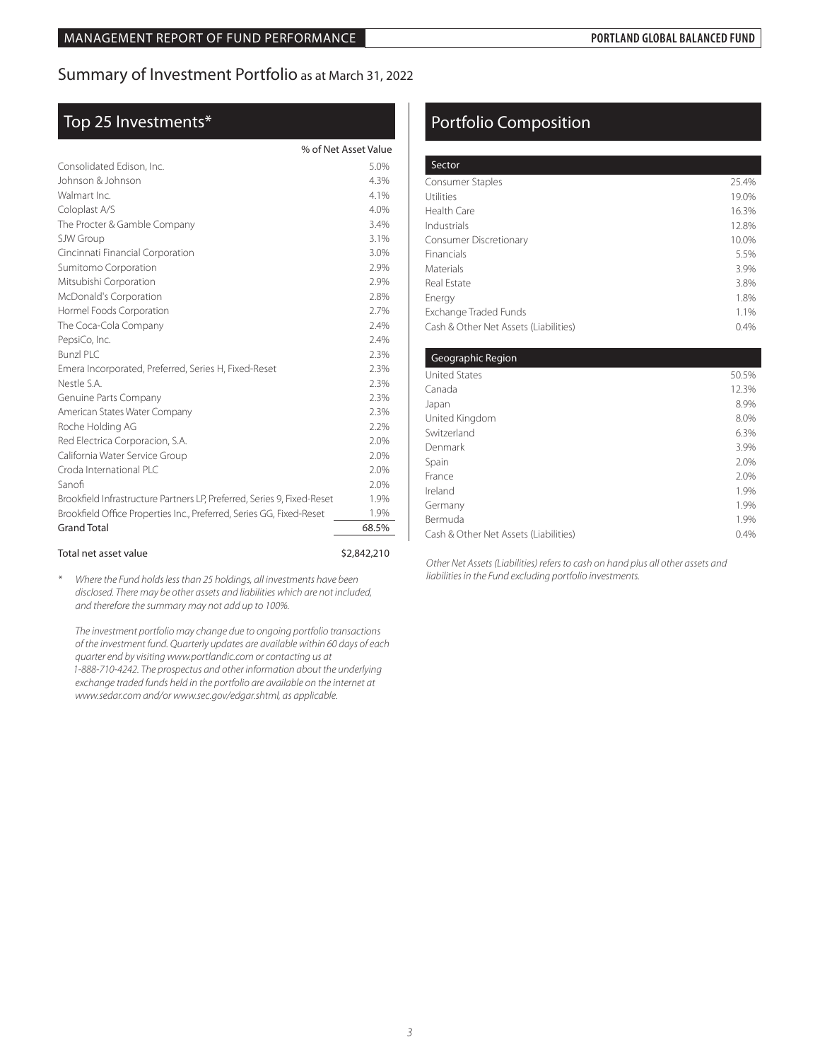# Summary of Investment Portfolio as at March 31, 2022

## Top 25 Investments*

| | % of Net Asset Value |
|---|---|
| Consolidated Edison, Inc. | 5.0% |
| Johnson & Johnson | 4.3% |
| Walmart Inc. | 4.1% |
| Coloplast A/S | 4.0% |
| The Procter & Gamble Company | 3.4% |
| SJW Group | 3.1% |
| Cincinnati Financial Corporation | 3.0% |
| Sumitomo Corporation | 2.9% |
| Mitsubishi Corporation | 2.9% |
| McDonald's Corporation | 2.8% |
| Hormel Foods Corporation | 2.7% |
| The Coca-Cola Company | 2.4% |
| PepsiCo, Inc. | 2.4% |
| Bunzl PLC | 2.3% |
| Emera Incorporated, Preferred, Series H, Fixed-Reset | 2.3% |
| Nestle S.A. | 2.3% |
| Genuine Parts Company | 2.3% |
| American States Water Company | 2.3% |
| Roche Holding AG | 2.2% |
| Red Electrica Corporacion, S.A. | 2.0% |
| California Water Service Group | 2.0% |
| Croda International PLC | 2.0% |
| Sanofi | 2.0% |
| Brookfield Infrastructure Partners LP, Preferred, Series 9, Fixed-Reset | 1.9% |
| Brookfield Office Properties Inc., Preferred, Series GG, Fixed-Reset | 1.9% |
| **Grand Total** | **68.5%** |

| Total net asset value | $2,842,210 |
|---|---|

* *Where the Fund holds less than 25 holdings, all investments have been disclosed. There may be other assets and liabilities which are not included, and therefore the summary may not add up to 100%.*

*The investment portfolio may change due to ongoing portfolio transactions of the investment fund. Quarterly updates are available within 60 days of each quarter end by visiting www.portlandic.com or contacting us at 1-888-710-4242. The prospectus and other information about the underlying exchange traded funds held in the portfolio are available on the internet at www.sedar.com and/or www.sec.gov/edgar.shtml, as applicable.*

## Portfolio Composition

| Sector | |
|---|---|
| Consumer Staples | 25.4% |
| Utilities | 19.0% |
| Health Care | 16.3% |
| Industrials | 12.8% |
| Consumer Discretionary | 10.0% |
| Financials | 5.5% |
| Materials | 3.9% |
| Real Estate | 3.8% |
| Energy | 1.8% |
| Exchange Traded Funds | 1.1% |
| Cash & Other Net Assets (Liabilities) | 0.4% |

| Geographic Region | |
|---|---|
| United States | 50.5% |
| Canada | 12.3% |
| Japan | 8.9% |
| United Kingdom | 8.0% |
| Switzerland | 6.3% |
| Denmark | 3.9% |
| Spain | 2.0% |
| France | 2.0% |
| Ireland | 1.9% |
| Germany | 1.9% |
| Bermuda | 1.9% |
| Cash & Other Net Assets (Liabilities) | 0.4% |

*Other Net Assets (Liabilities) refers to cash on hand plus all other assets and liabilities in the Fund excluding portfolio investments.*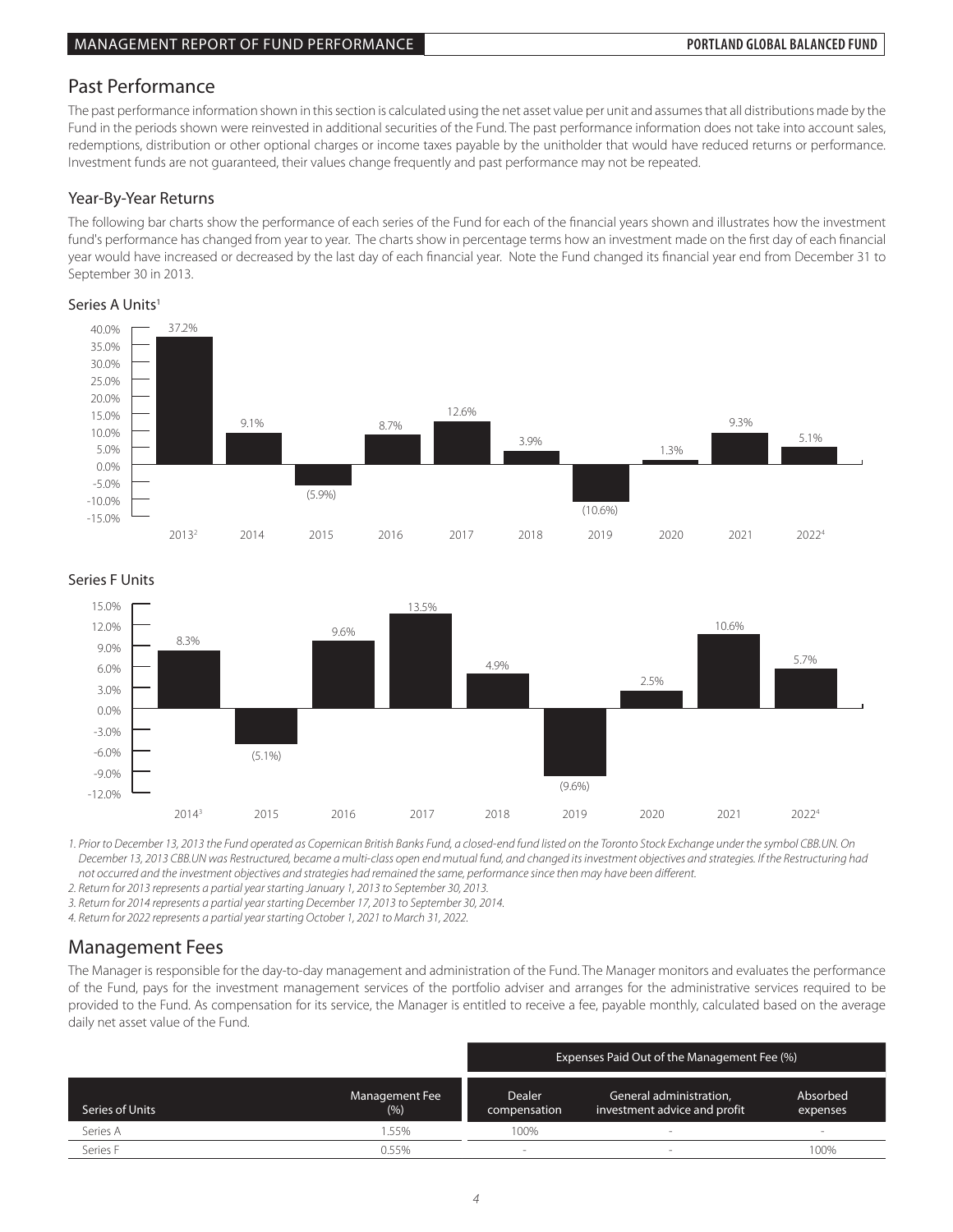## Past Performance

The past performance information shown in this section is calculated using the net asset value per unit and assumes that all distributions made by the Fund in the periods shown were reinvested in additional securities of the Fund. The past performance information does not take into account sales, redemptions, distribution or other optional charges or income taxes payable by the unitholder that would have reduced returns or performance. Investment funds are not guaranteed, their values change frequently and past performance may not be repeated.

### Year-By-Year Returns

The following bar charts show the performance of each series of the Fund for each of the financial years shown and illustrates how the investment fund's performance has changed from year to year. The charts show in percentage terms how an investment made on the first day of each financial year would have increased or decreased by the last day of each financial year. Note the Fund changed its financial year end from December 31 to September 30 in 2013.

Series A Units[1]

| 2013[2] | 2014 | 2015 | 2016 | 2017 | 2018 | 2019 | 2020 | 2021 | 2022[4] |
|---|---|---|---|---|---|---|---|---|---|
| 37.2% | 9.1% | (5.9%) | 8.7% | 12.6% | 3.9% | (10.6%) | 1.3% | 9.3% | 5.1% |

Series F Units

| 2014[3] | 2015 | 2016 | 2017 | 2018 | 2019 | 2020 | 2021 | 2022[4] |
|---|---|---|---|---|---|---|---|---|
| 8.3% | (5.1%) | 9.6% | 13.5% | 4.9% | (9.6%) | 2.5% | 10.6% | 5.7% |

*1. Prior to December 13, 2013 the Fund operated as Copernican British Banks Fund, a closed-end fund listed on the Toronto Stock Exchange under the symbol CBB.UN. On December 13, 2013 CBB.UN was Restructured, became a multi-class open end mutual fund, and changed its investment objectives and strategies. If the Restructuring had not occurred and the investment objectives and strategies had remained the same, performance since then may have been different.*

*2. Return for 2013 represents a partial year starting January 1, 2013 to September 30, 2013.*

*3. Return for 2014 represents a partial year starting December 17, 2013 to September 30, 2014.*

*4. Return for 2022 represents a partial year starting October 1, 2021 to March 31, 2022.*

## Management Fees

The Manager is responsible for the day-to-day management and administration of the Fund. The Manager monitors and evaluates the performance of the Fund, pays for the investment management services of the portfolio adviser and arranges for the administrative services required to be provided to the Fund. As compensation for its service, the Manager is entitled to receive a fee, payable monthly, calculated based on the average daily net asset value of the Fund.

| | | Expenses Paid Out of the Management Fee (%) | | |
|---|---|---|---|---|
| Series of Units | Management Fee (%) | Dealer compensation | General administration, investment advice and profit | Absorbed expenses |
| Series A | 1.55% | 100% | - | - |
| Series F | 0.55% | - | - | 100% |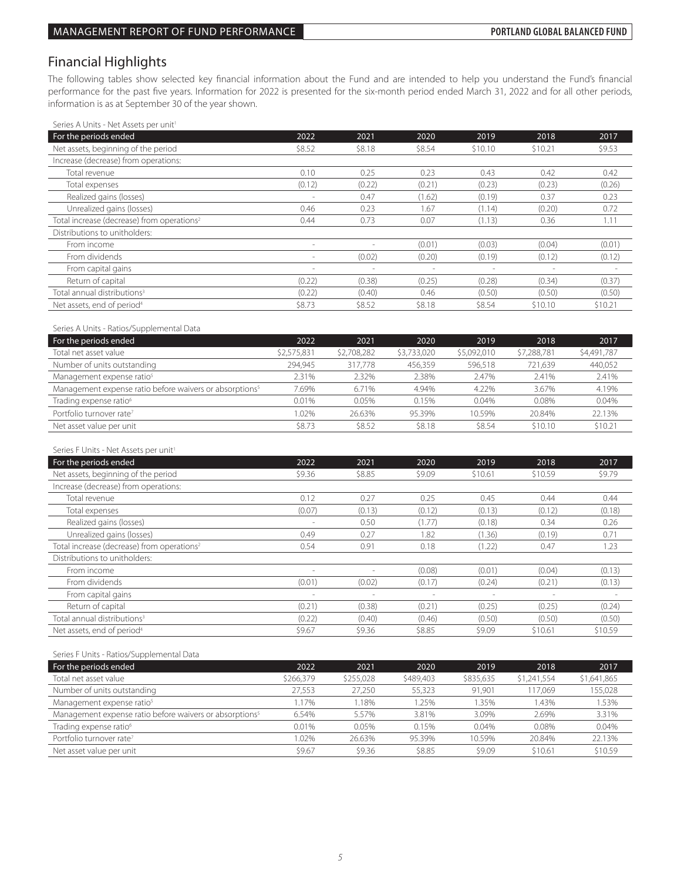## Financial Highlights

The following tables show selected key financial information about the Fund and are intended to help you understand the Fund's financial performance for the past five years. Information for 2022 is presented for the six-month period ended March 31, 2022 and for all other periods, information is as at September 30 of the year shown.

Series A Units - Net Assets per unit[1]

| For the periods ended | 2022 | 2021 | 2020 | 2019 | 2018 | 2017 |
|---|---|---|---|---|---|---|
| Net assets, beginning of the period | \$8.52 | \$8.18 | \$8.54 | \$10.10 | \$10.21 | \$9.53 |
| Increase (decrease) from operations: | | | | | | |
| Total revenue | 0.10 | 0.25 | 0.23 | 0.43 | 0.42 | 0.42 |
| Total expenses | (0.12) | (0.22) | (0.21) | (0.23) | (0.23) | (0.26) |
| Realized gains (losses) | - | 0.47 | (1.62) | (0.19) | 0.37 | 0.23 |
| Unrealized gains (losses) | 0.46 | 0.23 | 1.67 | (1.14) | (0.20) | 0.72 |
| Total increase (decrease) from operations[2] | 0.44 | 0.73 | 0.07 | (1.13) | 0.36 | 1.11 |
| Distributions to unitholders: | | | | | | |
| From income | - | - | (0.01) | (0.03) | (0.04) | (0.01) |
| From dividends | - | (0.02) | (0.20) | (0.19) | (0.12) | (0.12) |
| From capital gains | - | - | - | - | - | - |
| Return of capital | (0.22) | (0.38) | (0.25) | (0.28) | (0.34) | (0.37) |
| Total annual distributions[3] | (0.22) | (0.40) | 0.46 | (0.50) | (0.50) | (0.50) |
| Net assets, end of period[4] | \$8.73 | \$8.52 | \$8.18 | \$8.54 | \$10.10 | \$10.21 |

Series A Units - Ratios/Supplemental Data

| For the periods ended | 2022 | 2021 | 2020 | 2019 | 2018 | 2017 |
|---|---|---|---|---|---|---|
| Total net asset value | \$2,575,831 | \$2,708,282 | \$3,733,020 | \$5,092,010 | \$7,288,781 | \$4,491,787 |
| Number of units outstanding | 294,945 | 317,778 | 456,359 | 596,518 | 721,639 | 440,052 |
| Management expense ratio[5] | 2.31% | 2.32% | 2.38% | 2.47% | 2.41% | 2.41% |
| Management expense ratio before waivers or absorptions[5] | 7.69% | 6.71% | 4.94% | 4.22% | 3.67% | 4.19% |
| Trading expense ratio[6] | 0.01% | 0.05% | 0.15% | 0.04% | 0.08% | 0.04% |
| Portfolio turnover rate[7] | 1.02% | 26.63% | 95.39% | 10.59% | 20.84% | 22.13% |
| Net asset value per unit | \$8.73 | \$8.52 | \$8.18 | \$8.54 | \$10.10 | \$10.21 |

Series F Units - Net Assets per unit[1]

| For the periods ended | 2022 | 2021 | 2020 | 2019 | 2018 | 2017 |
|---|---|---|---|---|---|---|
| Net assets, beginning of the period | \$9.36 | \$8.85 | \$9.09 | \$10.61 | \$10.59 | \$9.79 |
| Increase (decrease) from operations: | | | | | | |
| Total revenue | 0.12 | 0.27 | 0.25 | 0.45 | 0.44 | 0.44 |
| Total expenses | (0.07) | (0.13) | (0.12) | (0.13) | (0.12) | (0.18) |
| Realized gains (losses) | - | 0.50 | (1.77) | (0.18) | 0.34 | 0.26 |
| Unrealized gains (losses) | 0.49 | 0.27 | 1.82 | (1.36) | (0.19) | 0.71 |
| Total increase (decrease) from operations[2] | 0.54 | 0.91 | 0.18 | (1.22) | 0.47 | 1.23 |
| Distributions to unitholders: | | | | | | |
| From income | - | - | (0.08) | (0.01) | (0.04) | (0.13) |
| From dividends | (0.01) | (0.02) | (0.17) | (0.24) | (0.21) | (0.13) |
| From capital gains | - | - | - | - | - | - |
| Return of capital | (0.21) | (0.38) | (0.21) | (0.25) | (0.25) | (0.24) |
| Total annual distributions[3] | (0.22) | (0.40) | (0.46) | (0.50) | (0.50) | (0.50) |
| Net assets, end of period[4] | \$9.67 | \$9.36 | \$8.85 | \$9.09 | \$10.61 | \$10.59 |

Series F Units - Ratios/Supplemental Data

| For the periods ended | 2022 | 2021 | 2020 | 2019 | 2018 | 2017 |
|---|---|---|---|---|---|---|
| Total net asset value | \$266,379 | \$255,028 | \$489,403 | \$835,635 | \$1,241,554 | \$1,641,865 |
| Number of units outstanding | 27,553 | 27,250 | 55,323 | 91,901 | 117,069 | 155,028 |
| Management expense ratio[5] | 1.17% | 1.18% | 1.25% | 1.35% | 1.43% | 1.53% |
| Management expense ratio before waivers or absorptions[5] | 6.54% | 5.57% | 3.81% | 3.09% | 2.69% | 3.31% |
| Trading expense ratio[6] | 0.01% | 0.05% | 0.15% | 0.04% | 0.08% | 0.04% |
| Portfolio turnover rate[7] | 1.02% | 26.63% | 95.39% | 10.59% | 20.84% | 22.13% |
| Net asset value per unit | \$9.67 | \$9.36 | \$8.85 | \$9.09 | \$10.61 | \$10.59 |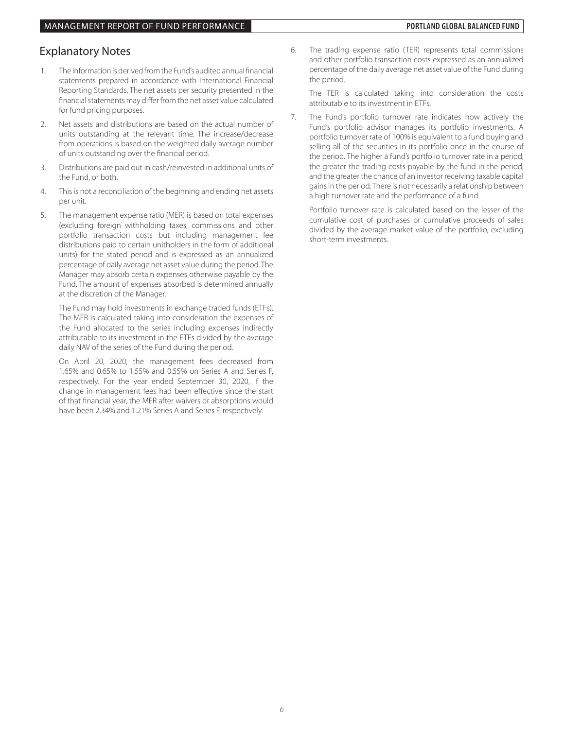## Explanatory Notes

1. The information is derived from the Fund's audited annual financial statements prepared in accordance with International Financial Reporting Standards. The net assets per security presented in the financial statements may differ from the net asset value calculated for fund pricing purposes.

2. Net assets and distributions are based on the actual number of units outstanding at the relevant time. The increase/decrease from operations is based on the weighted daily average number of units outstanding over the financial period.

3. Distributions are paid out in cash/reinvested in additional units of the Fund, or both.

4. This is not a reconciliation of the beginning and ending net assets per unit.

5. The management expense ratio (MER) is based on total expenses (excluding foreign withholding taxes, commissions and other portfolio transaction costs but including management fee distributions paid to certain unitholders in the form of additional units) for the stated period and is expressed as an annualized percentage of daily average net asset value during the period. The Manager may absorb certain expenses otherwise payable by the Fund. The amount of expenses absorbed is determined annually at the discretion of the Manager.

   The Fund may hold investments in exchange traded funds (ETFs). The MER is calculated taking into consideration the expenses of the Fund allocated to the series including expenses indirectly attributable to its investment in the ETFs divided by the average daily NAV of the series of the Fund during the period.

   On April 20, 2020, the management fees decreased from 1.65% and 0.65% to 1.55% and 0.55% on Series A and Series F, respectively. For the year ended September 30, 2020, if the change in management fees had been effective since the start of that financial year, the MER after waivers or absorptions would have been 2.34% and 1.21% Series A and Series F, respectively.

6. The trading expense ratio (TER) represents total commissions and other portfolio transaction costs expressed as an annualized percentage of the daily average net asset value of the Fund during the period.

   The TER is calculated taking into consideration the costs attributable to its investment in ETFs.

7. The Fund's portfolio turnover rate indicates how actively the Fund's portfolio advisor manages its portfolio investments. A portfolio turnover rate of 100% is equivalent to a fund buying and selling all of the securities in its portfolio once in the course of the period. The higher a fund's portfolio turnover rate in a period, the greater the trading costs payable by the fund in the period, and the greater the chance of an investor receiving taxable capital gains in the period. There is not necessarily a relationship between a high turnover rate and the performance of a fund.

   Portfolio turnover rate is calculated based on the lesser of the cumulative cost of purchases or cumulative proceeds of sales divided by the average market value of the portfolio, excluding short-term investments.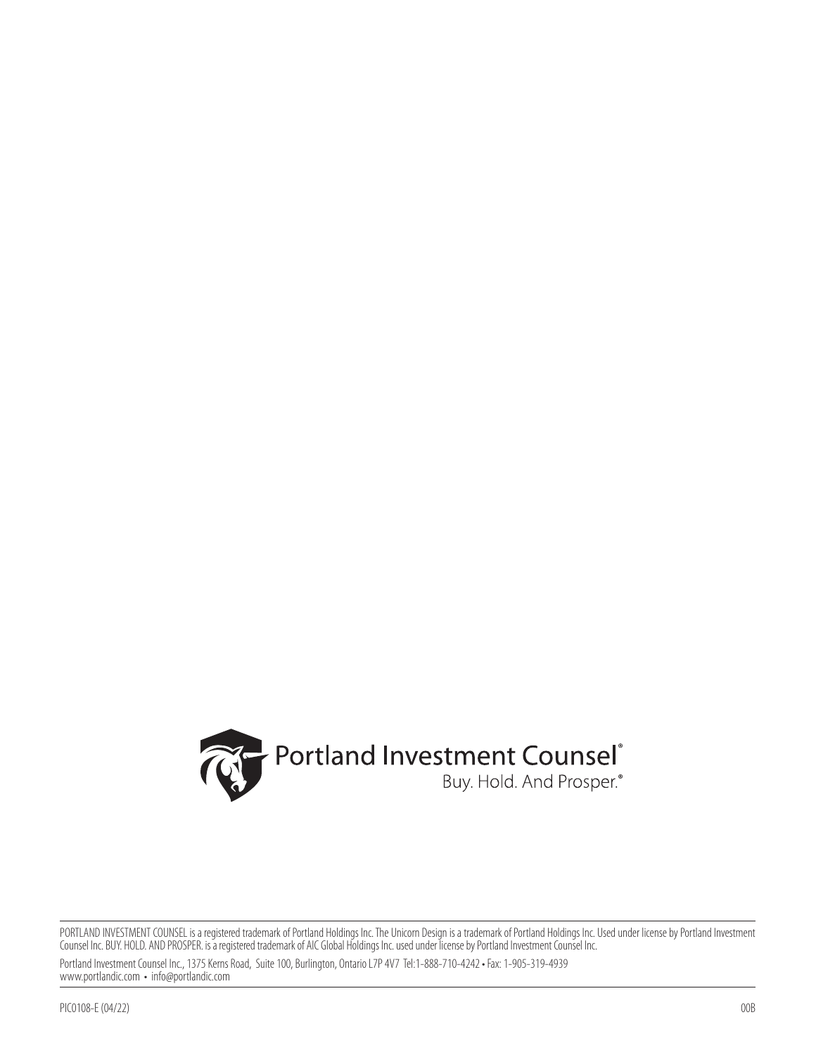Portland Investment Counsel®

Buy. Hold. And Prosper.®

PORTLAND INVESTMENT COUNSEL is a registered trademark of Portland Holdings Inc. The Unicorn Design is a trademark of Portland Holdings Inc. Used under license by Portland Investment Counsel Inc. BUY. HOLD. AND PROSPER. is a registered trademark of AIC Global Holdings Inc. used under license by Portland Investment Counsel Inc.

Portland Investment Counsel Inc., 1375 Kerns Road, Suite 100, Burlington, Ontario L7P 4V7 Tel:1-888-710-4242 • Fax: 1-905-319-4939
www.portlandic.com • info@portlandic.com

PIC0108-E (04/22) 00B